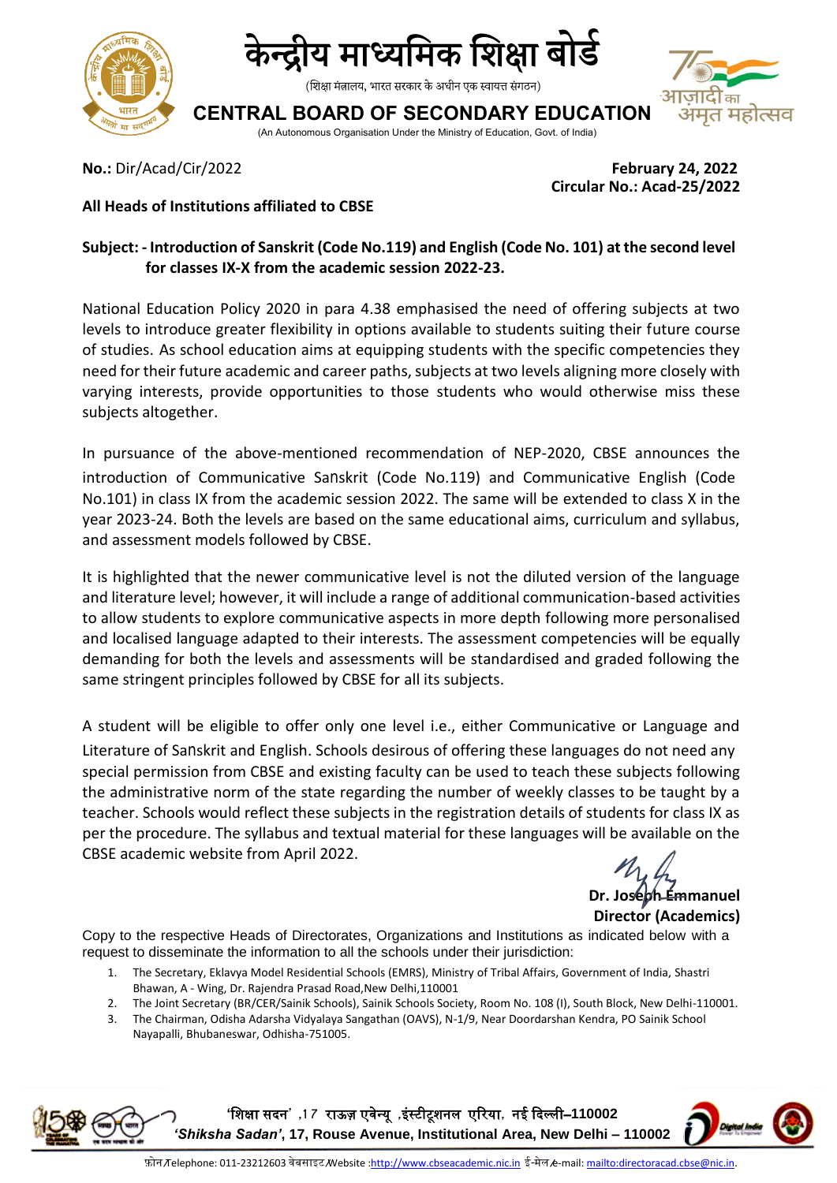# केन्द्रीय माध्यमिक शिक्षा बोर्ड

(शिक्षा मंत्रालय, भारत सरकार के अधीन एक स्वायत्त संगठन)

# CENTRAL BOARD OF SECONDARY EDUCATION

(An Autonomous Organisation Under the Ministry of Education, Govt. of India)

**No.:** Dir/Acad/Cir/2022

**February 24, 2022**
**Circular No.: Acad-25/2022**

**All Heads of Institutions affiliated to CBSE**

**Subject: - Introduction of Sanskrit (Code No.119) and English (Code No. 101) at the second level for classes IX-X from the academic session 2022-23.**

National Education Policy 2020 in para 4.38 emphasised the need of offering subjects at two levels to introduce greater flexibility in options available to students suiting their future course of studies. As school education aims at equipping students with the specific competencies they need for their future academic and career paths, subjects at two levels aligning more closely with varying interests, provide opportunities to those students who would otherwise miss these subjects altogether.

In pursuance of the above-mentioned recommendation of NEP-2020, CBSE announces the introduction of Communicative Sanskrit (Code No.119) and Communicative English (Code No.101) in class IX from the academic session 2022. The same will be extended to class X in the year 2023-24. Both the levels are based on the same educational aims, curriculum and syllabus, and assessment models followed by CBSE.

It is highlighted that the newer communicative level is not the diluted version of the language and literature level; however, it will include a range of additional communication-based activities to allow students to explore communicative aspects in more depth following more personalised and localised language adapted to their interests. The assessment competencies will be equally demanding for both the levels and assessments will be standardised and graded following the same stringent principles followed by CBSE for all its subjects.

A student will be eligible to offer only one level i.e., either Communicative or Language and Literature of Sanskrit and English. Schools desirous of offering these languages do not need any special permission from CBSE and existing faculty can be used to teach these subjects following the administrative norm of the state regarding the number of weekly classes to be taught by a teacher. Schools would reflect these subjects in the registration details of students for class IX as per the procedure. The syllabus and textual material for these languages will be available on the CBSE academic website from April 2022.

**Dr. Joseph Emmanuel**
**Director (Academics)**

Copy to the respective Heads of Directorates, Organizations and Institutions as indicated below with a request to disseminate the information to all the schools under their jurisdiction:

1. The Secretary, Eklavya Model Residential Schools (EMRS), Ministry of Tribal Affairs, Government of India, Shastri Bhawan, A - Wing, Dr. Rajendra Prasad Road,New Delhi,110001
2. The Joint Secretary (BR/CER/Sainik Schools), Sainik Schools Society, Room No. 108 (I), South Block, New Delhi-110001.
3. The Chairman, Odisha Adarsha Vidyalaya Sangathan (OAVS), N-1/9, Near Doordarshan Kendra, PO Sainik School Nayapalli, Bhubaneswar, Odhisha-751005.

'शिक्षा सदन' ,17 राऊज़ एवेन्यू ,इंस्टीटूशनल एरिया, नई दिल्ली–110002
*'Shiksha Sadan'*, 17, Rouse Avenue, Institutional Area, New Delhi – 110002

फ़ोन/Telephone: 011-23212603 वेबसाइट/Website :http://www.cbseacademic.nic.in ई-मेल/e-mail: mailto:directoracad.cbse@nic.in.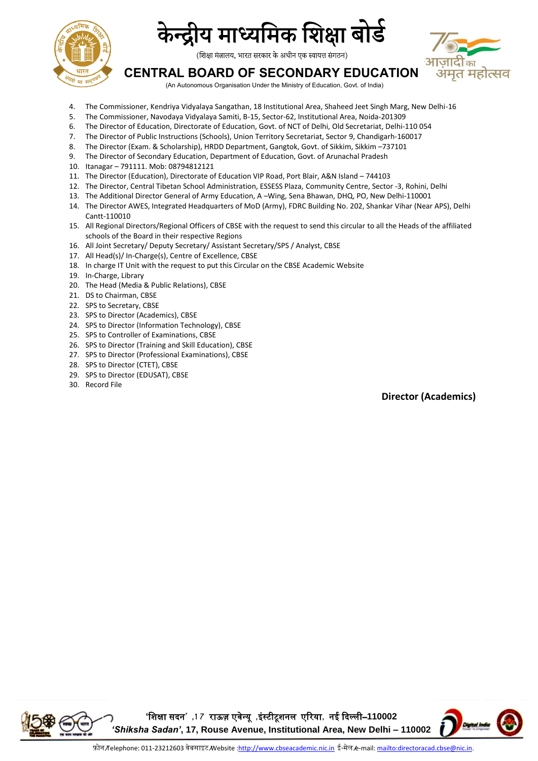4. The Commissioner, Kendriya Vidyalaya Sangathan, 18 Institutional Area, Shaheed Jeet Singh Marg, New Delhi-16
5. The Commissioner, Navodaya Vidyalaya Samiti, B-15, Sector-62, Institutional Area, Noida-201309
6. The Director of Education, Directorate of Education, Govt. of NCT of Delhi, Old Secretariat, Delhi-110 054
7. The Director of Public Instructions (Schools), Union Territory Secretariat, Sector 9, Chandigarh-160017
8. The Director (Exam. & Scholarship), HRDD Department, Gangtok, Govt. of Sikkim, Sikkim –737101
9. The Director of Secondary Education, Department of Education, Govt. of Arunachal Pradesh
10. Itanagar – 791111. Mob: 08794812121
11. The Director (Education), Directorate of Education VIP Road, Port Blair, A&N Island – 744103
12. The Director, Central Tibetan School Administration, ESSESS Plaza, Community Centre, Sector -3, Rohini, Delhi
13. The Additional Director General of Army Education, A –Wing, Sena Bhawan, DHQ, PO, New Delhi-110001
14. The Director AWES, Integrated Headquarters of MoD (Army), FDRC Building No. 202, Shankar Vihar (Near APS), Delhi Cantt-110010
15. All Regional Directors/Regional Officers of CBSE with the request to send this circular to all the Heads of the affiliated schools of the Board in their respective Regions
16. All Joint Secretary/ Deputy Secretary/ Assistant Secretary/SPS / Analyst, CBSE
17. All Head(s)/ In-Charge(s), Centre of Excellence, CBSE
18. In charge IT Unit with the request to put this Circular on the CBSE Academic Website
19. In-Charge, Library
20. The Head (Media & Public Relations), CBSE
21. DS to Chairman, CBSE
22. SPS to Secretary, CBSE
23. SPS to Director (Academics), CBSE
24. SPS to Director (Information Technology), CBSE
25. SPS to Controller of Examinations, CBSE
26. SPS to Director (Training and Skill Education), CBSE
27. SPS to Director (Professional Examinations), CBSE
28. SPS to Director (CTET), CBSE
29. SPS to Director (EDUSAT), CBSE
30. Record File

**Director (Academics)**